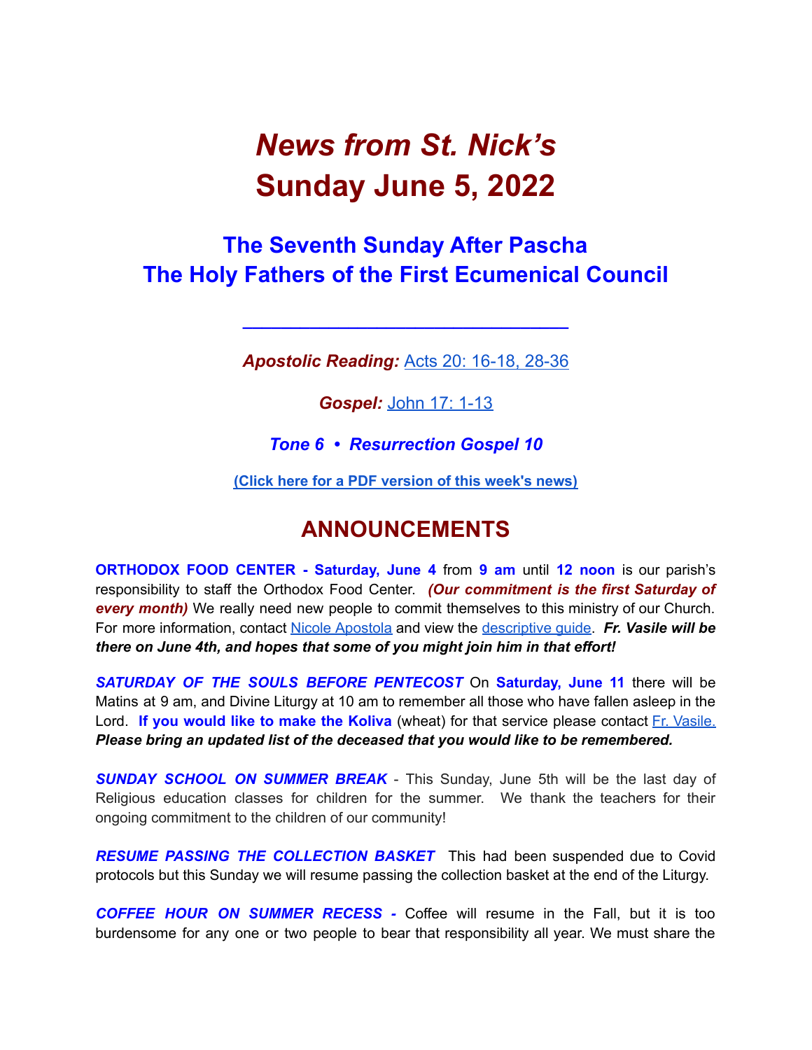# *News from St. Nick's*
# Sunday June 5, 2022

## The Seventh Sunday After Pascha
## The Holy Fathers of the First Ecumenical Council

---

***Apostolic Reading:*** Acts 20: 16-18, 28-36

***Gospel:*** John 17: 1-13

***Tone 6 • Resurrection Gospel 10***

**(Click here for a PDF version of this week's news)**

## ANNOUNCEMENTS

**ORTHODOX FOOD CENTER - Saturday, June 4** from **9 am** until **12 noon** is our parish's responsibility to staff the Orthodox Food Center. ***(Our commitment is the first Saturday of every month)*** We really need new people to commit themselves to this ministry of our Church. For more information, contact Nicole Apostola and view the descriptive guide. ***Fr. Vasile will be there on June 4th, and hopes that some of you might join him in that effort!***

***SATURDAY OF THE SOULS BEFORE PENTECOST*** On **Saturday, June 11** there will be Matins at 9 am, and Divine Liturgy at 10 am to remember all those who have fallen asleep in the Lord. **If you would like to make the Koliva** (wheat) for that service please contact Fr. Vasile. ***Please bring an updated list of the deceased that you would like to be remembered.***

***SUNDAY SCHOOL ON SUMMER BREAK*** - This Sunday, June 5th will be the last day of Religious education classes for children for the summer. We thank the teachers for their ongoing commitment to the children of our community!

***RESUME PASSING THE COLLECTION BASKET*** This had been suspended due to Covid protocols but this Sunday we will resume passing the collection basket at the end of the Liturgy.

***COFFEE HOUR ON SUMMER RECESS -*** Coffee will resume in the Fall, but it is too burdensome for any one or two people to bear that responsibility all year. We must share the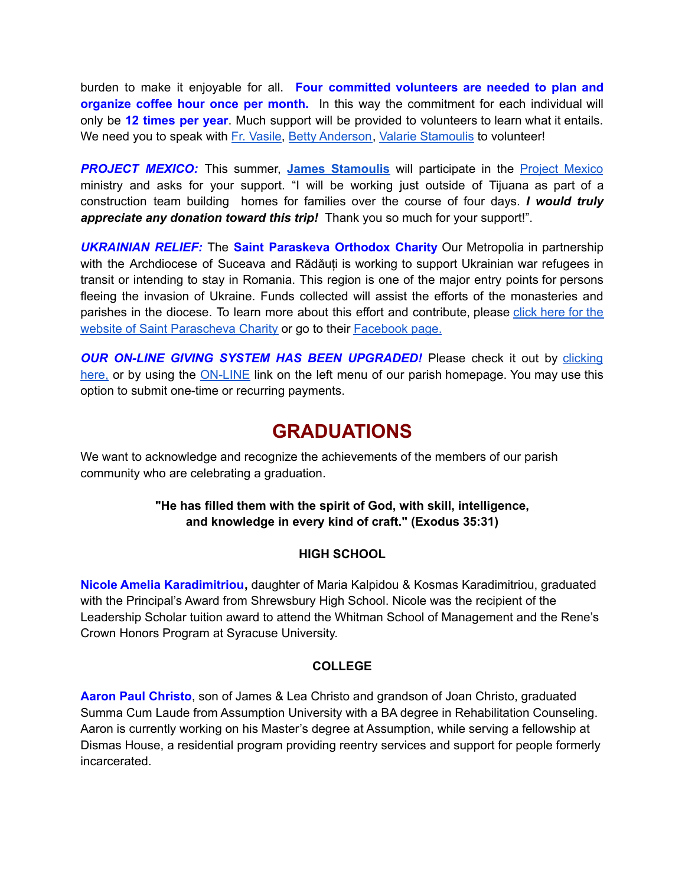burden to make it enjoyable for all. **Four committed volunteers are needed to plan and organize coffee hour once per month.** In this way the commitment for each individual will only be **12 times per year**. Much support will be provided to volunteers to learn what it entails. We need you to speak with Fr. Vasile, Betty Anderson, Valarie Stamoulis to volunteer!

***PROJECT MEXICO:*** This summer, **James Stamoulis** will participate in the Project Mexico ministry and asks for your support. "I will be working just outside of Tijuana as part of a construction team building homes for families over the course of four days. ***I would truly appreciate any donation toward this trip!*** Thank you so much for your support!".

***UKRAINIAN RELIEF:*** The **Saint Paraskeva Orthodox Charity** Our Metropolia in partnership with the Archdiocese of Suceava and Rădăuți is working to support Ukrainian war refugees in transit or intending to stay in Romania. This region is one of the major entry points for persons fleeing the invasion of Ukraine. Funds collected will assist the efforts of the monasteries and parishes in the diocese. To learn more about this effort and contribute, please click here for the website of Saint Parascheva Charity or go to their Facebook page.

***OUR ON-LINE GIVING SYSTEM HAS BEEN UPGRADED!*** Please check it out by clicking here, or by using the ON-LINE link on the left menu of our parish homepage. You may use this option to submit one-time or recurring payments.

# GRADUATIONS

We want to acknowledge and recognize the achievements of the members of our parish community who are celebrating a graduation.

**"He has filled them with the spirit of God, with skill, intelligence, and knowledge in every kind of craft." (Exodus 35:31)**

### HIGH SCHOOL

**Nicole Amelia Karadimitriou,** daughter of Maria Kalpidou & Kosmas Karadimitriou, graduated with the Principal's Award from Shrewsbury High School. Nicole was the recipient of the Leadership Scholar tuition award to attend the Whitman School of Management and the Rene's Crown Honors Program at Syracuse University.

### COLLEGE

**Aaron Paul Christo**, son of James & Lea Christo and grandson of Joan Christo, graduated Summa Cum Laude from Assumption University with a BA degree in Rehabilitation Counseling. Aaron is currently working on his Master's degree at Assumption, while serving a fellowship at Dismas House, a residential program providing reentry services and support for people formerly incarcerated.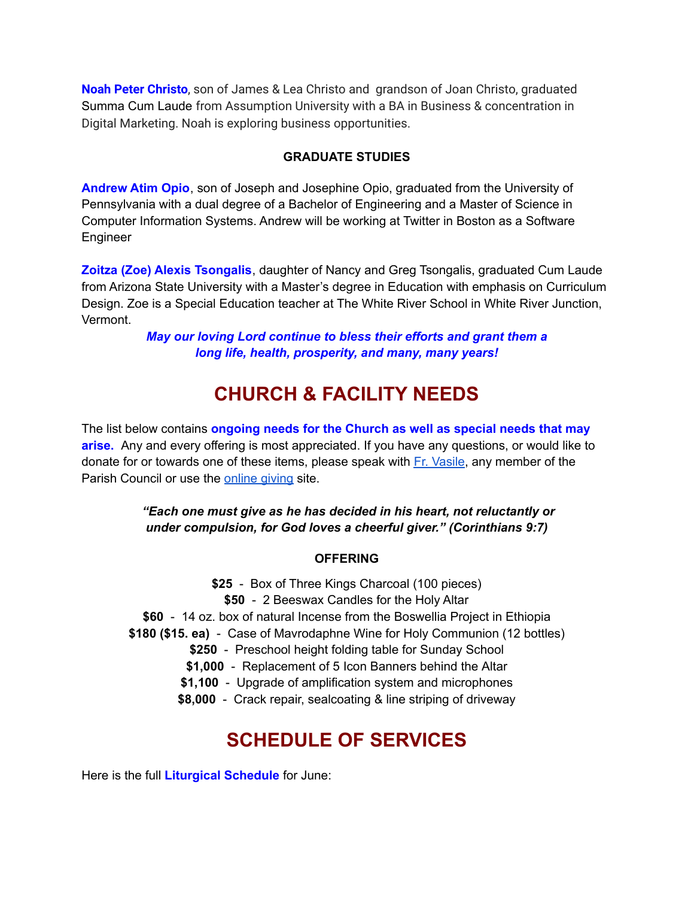**Noah Peter Christo**, son of James & Lea Christo and grandson of Joan Christo, graduated Summa Cum Laude from Assumption University with a BA in Business & concentration in Digital Marketing. Noah is exploring business opportunities.

**GRADUATE STUDIES**

**Andrew Atim Opio**, son of Joseph and Josephine Opio, graduated from the University of Pennsylvania with a dual degree of a Bachelor of Engineering and a Master of Science in Computer Information Systems. Andrew will be working at Twitter in Boston as a Software Engineer

**Zoitza (Zoe) Alexis Tsongalis**, daughter of Nancy and Greg Tsongalis, graduated Cum Laude from Arizona State University with a Master's degree in Education with emphasis on Curriculum Design. Zoe is a Special Education teacher at The White River School in White River Junction, Vermont.

***May our loving Lord continue to bless their efforts and grant them a long life, health, prosperity, and many, many years!***

# CHURCH & FACILITY NEEDS

The list below contains **ongoing needs for the Church as well as special needs that may arise.** Any and every offering is most appreciated. If you have any questions, or would like to donate for or towards one of these items, please speak with Fr. Vasile, any member of the Parish Council or use the online giving site.

***"Each one must give as he has decided in his heart, not reluctantly or under compulsion, for God loves a cheerful giver." (Corinthians 9:7)***

**OFFERING**

**$25** - Box of Three Kings Charcoal (100 pieces)
**$50** - 2 Beeswax Candles for the Holy Altar
**$60** - 14 oz. box of natural Incense from the Boswellia Project in Ethiopia
**$180 ($15. ea)** - Case of Mavrodaphne Wine for Holy Communion (12 bottles)
**$250** - Preschool height folding table for Sunday School
**$1,000** - Replacement of 5 Icon Banners behind the Altar
**$1,100** - Upgrade of amplification system and microphones
**$8,000** - Crack repair, sealcoating & line striping of driveway

# SCHEDULE OF SERVICES

Here is the full **Liturgical Schedule** for June: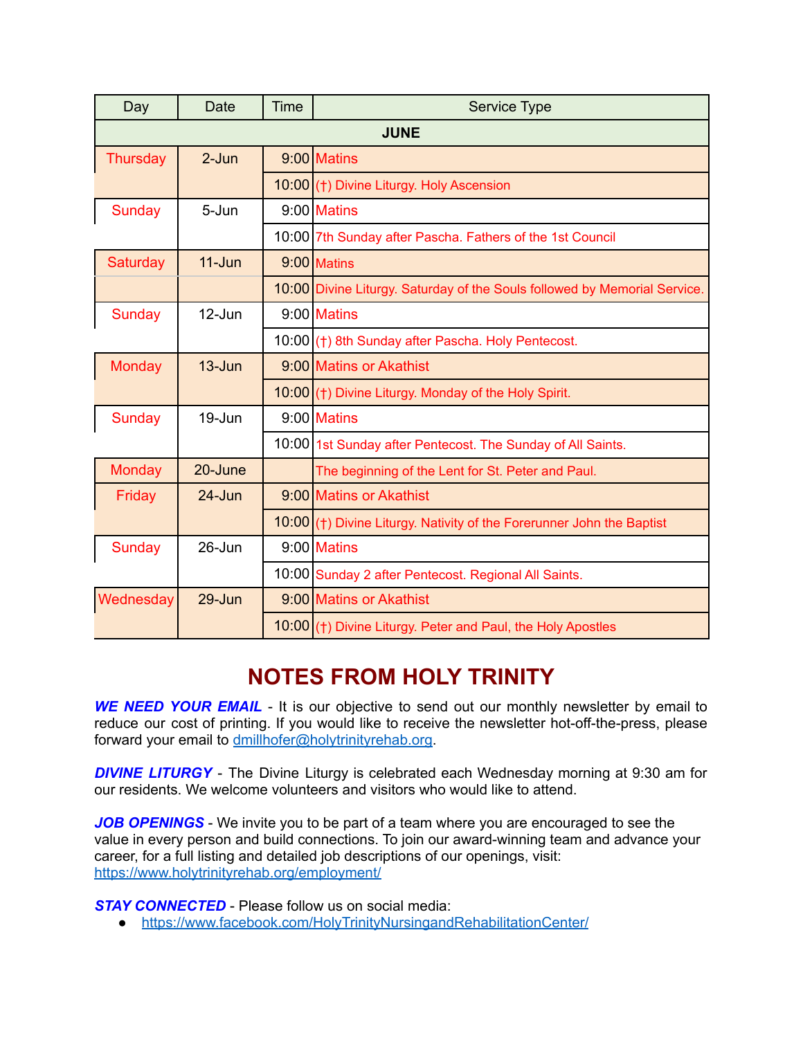| Day | Date | Time | Service Type |
| --- | --- | --- | --- |
| **JUNE** | | | |
| Thursday | 2-Jun | 9:00 | Matins |
| | | 10:00 | (†) Divine Liturgy. Holy Ascension |
| Sunday | 5-Jun | 9:00 | Matins |
| | | 10:00 | 7th Sunday after Pascha. Fathers of the 1st Council |
| Saturday | 11-Jun | 9:00 | Matins |
| | | 10:00 | Divine Liturgy. Saturday of the Souls followed by Memorial Service. |
| Sunday | 12-Jun | 9:00 | Matins |
| | | 10:00 | (†) 8th Sunday after Pascha. Holy Pentecost. |
| Monday | 13-Jun | 9:00 | Matins or Akathist |
| | | 10:00 | (†) Divine Liturgy. Monday of the Holy Spirit. |
| Sunday | 19-Jun | 9:00 | Matins |
| | | 10:00 | 1st Sunday after Pentecost. The Sunday of All Saints. |
| Monday | 20-June | | The beginning of the Lent for St. Peter and Paul. |
| Friday | 24-Jun | 9:00 | Matins or Akathist |
| | | 10:00 | (†) Divine Liturgy. Nativity of the Forerunner John the Baptist |
| Sunday | 26-Jun | 9:00 | Matins |
| | | 10:00 | Sunday 2 after Pentecost. Regional All Saints. |
| Wednesday | 29-Jun | 9:00 | Matins or Akathist |
| | | 10:00 | (†) Divine Liturgy. Peter and Paul, the Holy Apostles |

# NOTES FROM HOLY TRINITY

***WE NEED YOUR EMAIL*** - It is our objective to send out our monthly newsletter by email to reduce our cost of printing. If you would like to receive the newsletter hot-off-the-press, please forward your email to dmillhofer@holytrinityrehab.org.

***DIVINE LITURGY*** - The Divine Liturgy is celebrated each Wednesday morning at 9:30 am for our residents. We welcome volunteers and visitors who would like to attend.

***JOB OPENINGS*** - We invite you to be part of a team where you are encouraged to see the value in every person and build connections. To join our award-winning team and advance your career, for a full listing and detailed job descriptions of our openings, visit: https://www.holytrinityrehab.org/employment/

***STAY CONNECTED*** - Please follow us on social media:

- https://www.facebook.com/HolyTrinityNursingandRehabilitationCenter/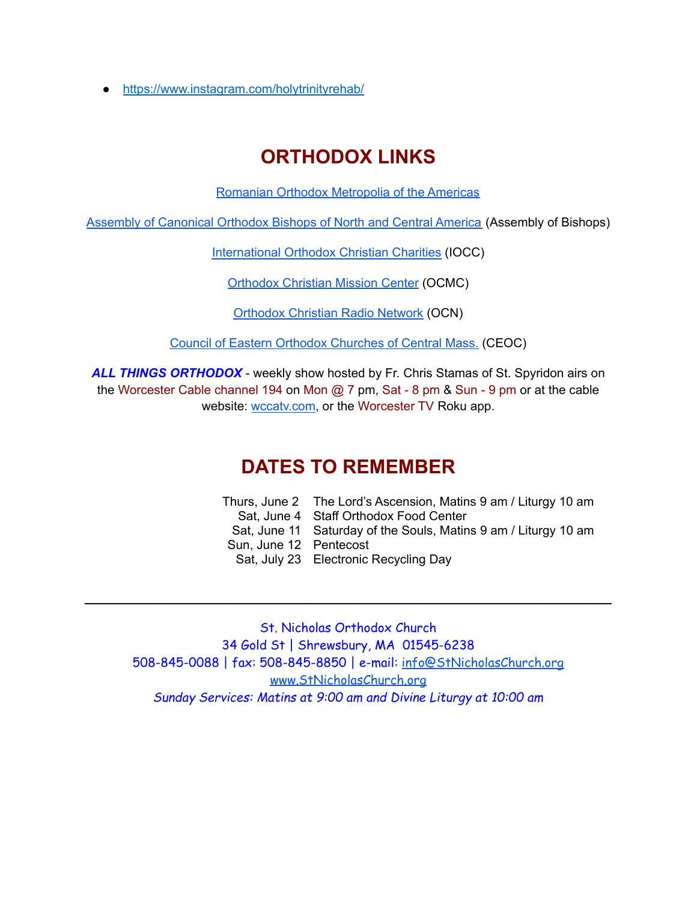- https://www.instagram.com/holytrinityrehab/

## ORTHODOX LINKS

[Romanian Orthodox Metropolia of the Americas]

[Assembly of Canonical Orthodox Bishops of North and Central America] (Assembly of Bishops)

[International Orthodox Christian Charities] (IOCC)

[Orthodox Christian Mission Center] (OCMC)

[Orthodox Christian Radio Network] (OCN)

[Council of Eastern Orthodox Churches of Central Mass.] (CEOC)

***ALL THINGS ORTHODOX*** - weekly show hosted by Fr. Chris Stamas of St. Spyridon airs on the Worcester Cable channel 194 on Mon @ 7 pm, Sat - 8 pm & Sun - 9 pm or at the cable website: wccatv.com, or the Worcester TV Roku app.

## DATES TO REMEMBER

| | |
|---|---|
| Thurs, June 2 | The Lord's Ascension, Matins 9 am / Liturgy 10 am |
| Sat, June 4 | Staff Orthodox Food Center |
| Sat, June 11 | Saturday of the Souls, Matins 9 am / Liturgy 10 am |
| Sun, June 12 | Pentecost |
| Sat, July 23 | Electronic Recycling Day |

---

St. Nicholas Orthodox Church
34 Gold St | Shrewsbury, MA 01545-6238
508-845-0088 | fax: 508-845-8850 | e-mail: info@StNicholasChurch.org
www.StNicholasChurch.org
*Sunday Services: Matins at 9:00 am and Divine Liturgy at 10:00 am*